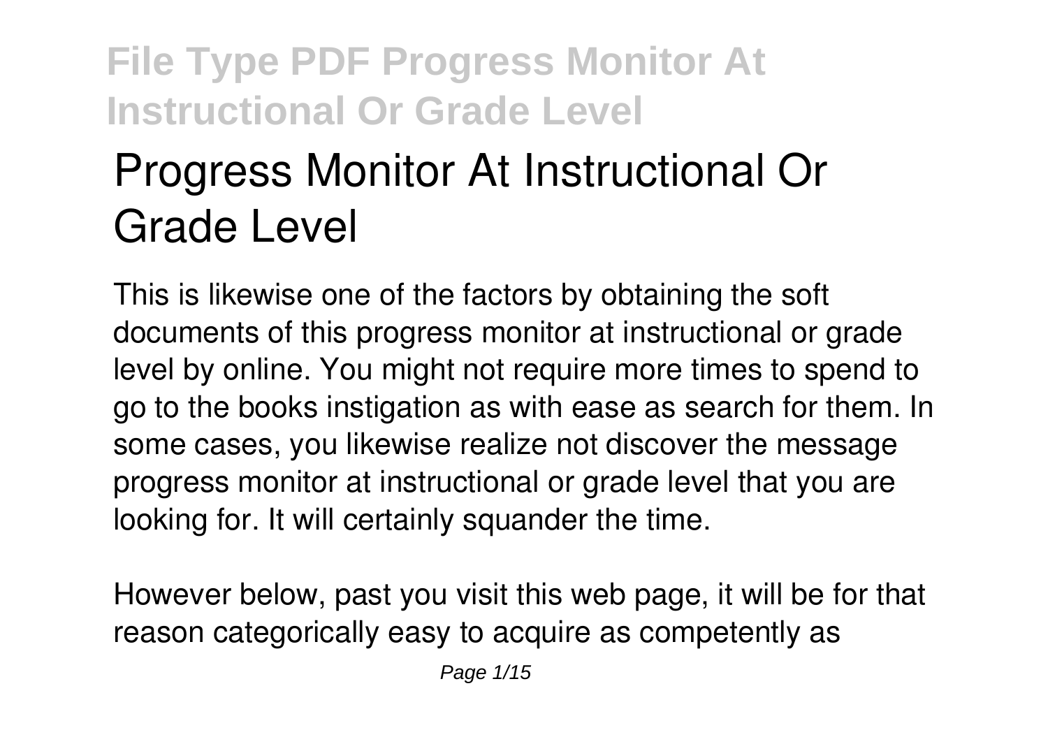# Progress Monitor At Instructional Or Grade Level

This is likewise one of the factors by obtaining the soft documents of this progress monitor at instructional or grade level by online. You might not require more times to spend to go to the books instigation as with ease as search for them. In some cases, you likewise realize not discover the message progress monitor at instructional or grade level that you are looking for. It will certainly squander the time.

However below, past you visit this web page, it will be for that reason categorically easy to acquire as competently as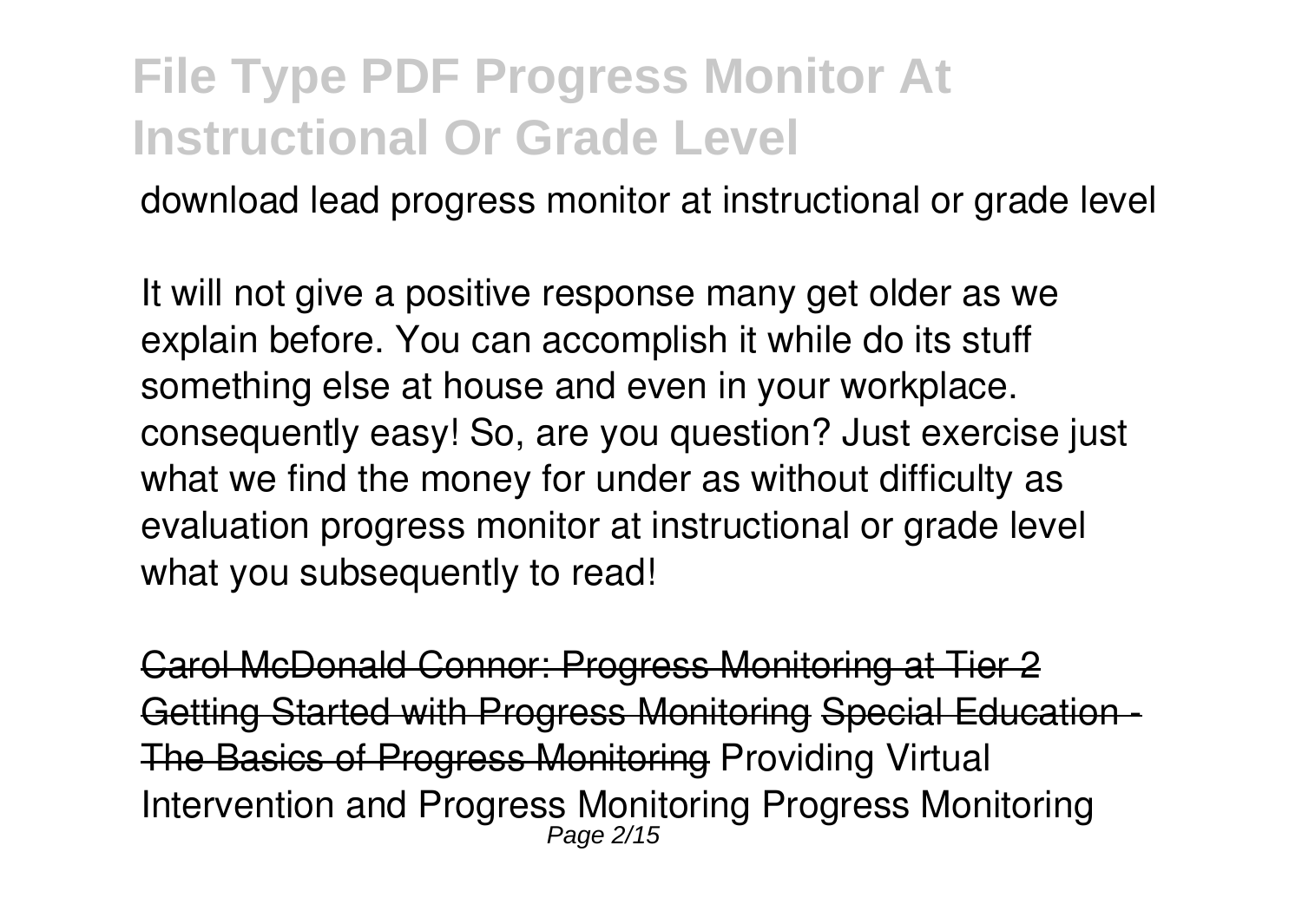download lead progress monitor at instructional or grade level

It will not give a positive response many get older as we explain before. You can accomplish it while do its stuff something else at house and even in your workplace. consequently easy! So, are you question? Just exercise just what we find the money for under as without difficulty as evaluation progress monitor at instructional or grade level what you subsequently to read!

~~Carol McDonald Connor: Progress Monitoring at Tier 2~~ ~~Getting Started with Progress Monitoring~~ ~~Special Education - The Basics of Progress Monitoring~~ Providing Virtual Intervention and Progress Monitoring Progress Monitoring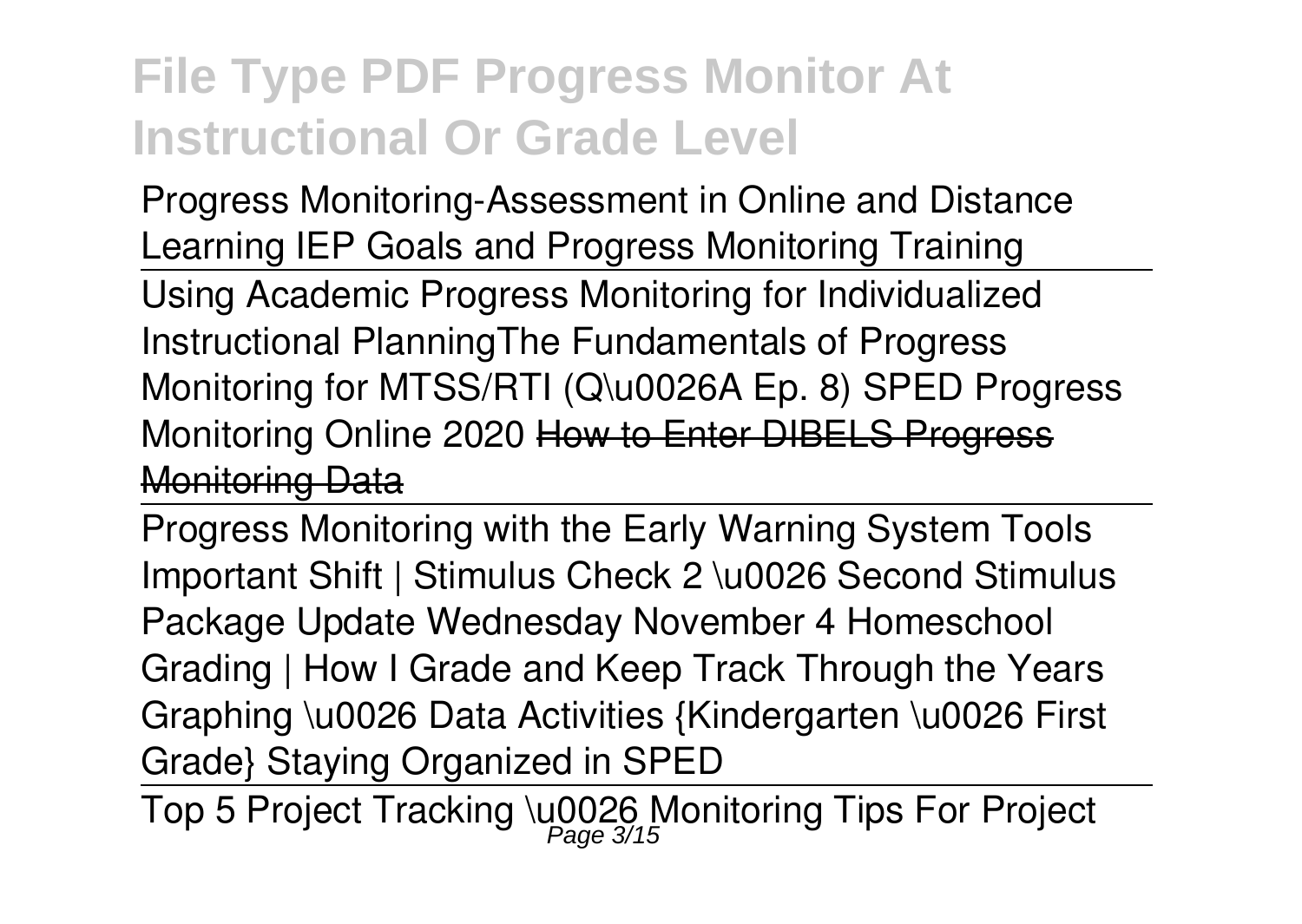# File Type PDF Progress Monitor At Instructional Or Grade Level

Progress Monitoring-Assessment in Online and Distance Learning IEP Goals and Progress Monitoring Training

Using Academic Progress Monitoring for Individualized Instructional PlanningThe Fundamentals of Progress Monitoring for MTSS/RTI (Q\u0026A Ep. 8) SPED Progress Monitoring Online 2020 ~~How to Enter DIBELS Progress Monitoring Data~~

Progress Monitoring with the Early Warning System Tools Important Shift | Stimulus Check 2 \u0026 Second Stimulus Package Update Wednesday November 4 Homeschool Grading | How I Grade and Keep Track Through the Years Graphing \u0026 Data Activities {Kindergarten \u0026 First Grade} Staying Organized in SPED

Top 5 Project Tracking \u0026 Monitoring Tips For Project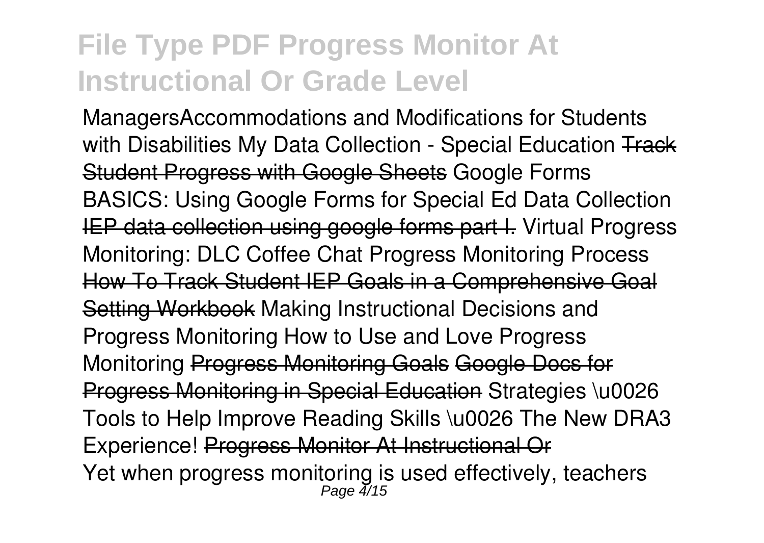Managers*Accommodations and Modifications for Students with Disabilities* *My Data Collection - Special Education* ~~Track Student Progress with Google Sheets~~ *Google Forms BASICS: Using Google Forms for Special Ed Data Collection* ~~IEP data collection using google forms part I.~~ *Virtual Progress Monitoring: DLC Coffee Chat* *Progress Monitoring Process* ~~How To Track Student IEP Goals in a Comprehensive Goal Setting Workbook~~ *Making Instructional Decisions and Progress Monitoring* *How to Use and Love Progress Monitoring* ~~Progress Monitoring Goals~~ ~~Google Docs for Progress Monitoring in Special Education~~ *Strategies \u0026 Tools to Help Improve Reading Skills \u0026 The New DRA3 Experience!* ~~Progress Monitor At Instructional Or~~

Yet when progress monitoring is used effectively, teachers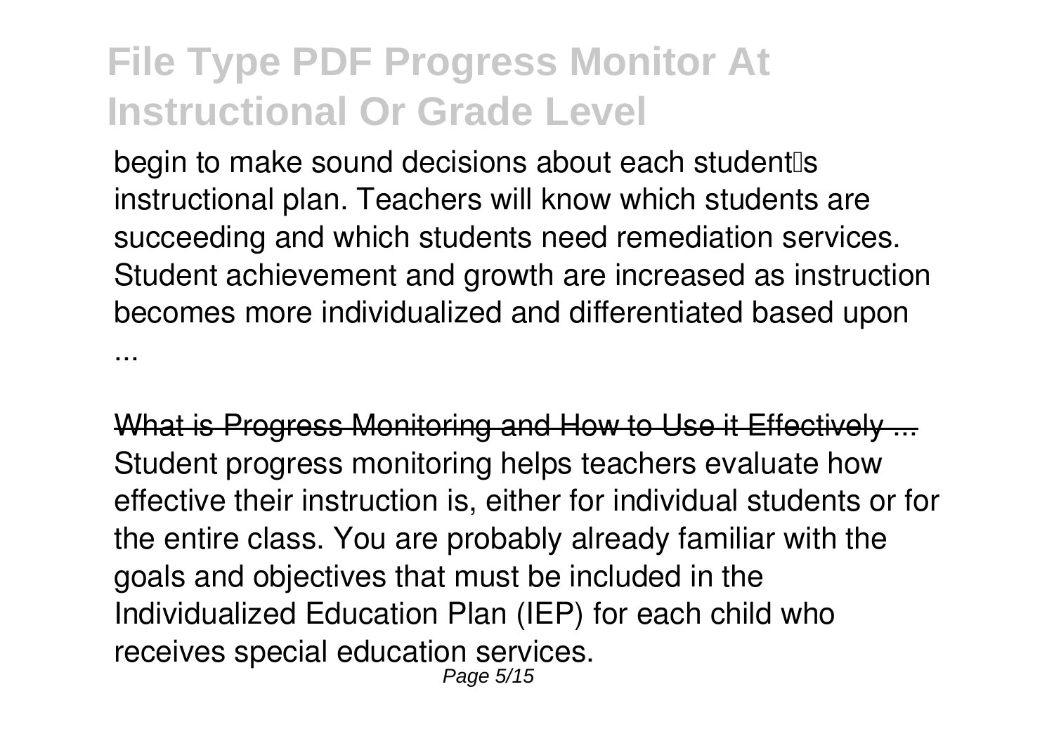begin to make sound decisions about each student's instructional plan. Teachers will know which students are succeeding and which students need remediation services. Student achievement and growth are increased as instruction becomes more individualized and differentiated based upon ...

~~What is Progress Monitoring and How to Use it Effectively ...~~

Student progress monitoring helps teachers evaluate how effective their instruction is, either for individual students or for the entire class. You are probably already familiar with the goals and objectives that must be included in the Individualized Education Plan (IEP) for each child who receives special education services.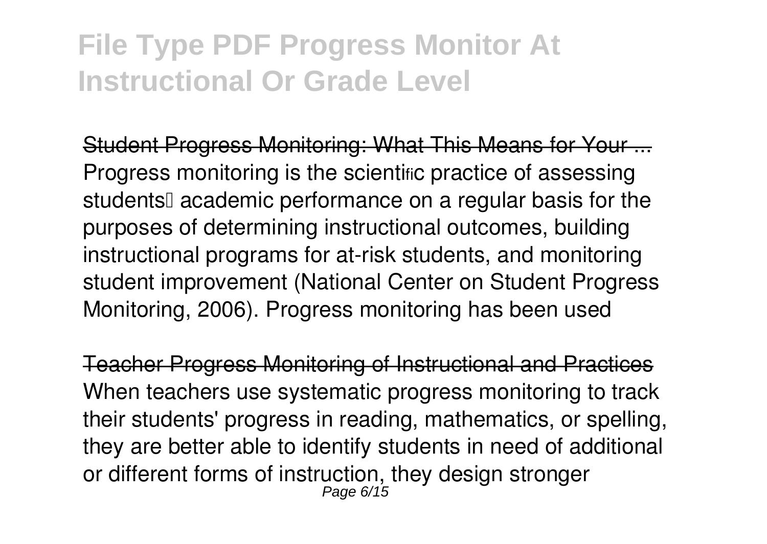# File Type PDF Progress Monitor At Instructional Or Grade Level

~~Student Progress Monitoring: What This Means for Your ...~~

Progress monitoring is the scientific practice of assessing students' academic performance on a regular basis for the purposes of determining instructional outcomes, building instructional programs for at-risk students, and monitoring student improvement (National Center on Student Progress Monitoring, 2006). Progress monitoring has been used

~~Teacher Progress Monitoring of Instructional and Practices~~

When teachers use systematic progress monitoring to track their students' progress in reading, mathematics, or spelling, they are better able to identify students in need of additional or different forms of instruction, they design stronger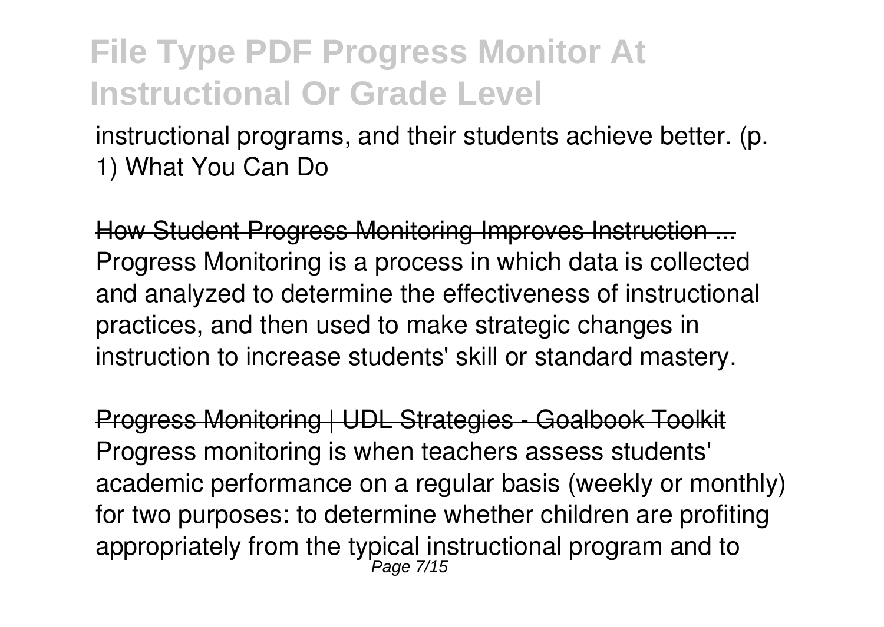instructional programs, and their students achieve better. (p. 1) What You Can Do

How Student Progress Monitoring Improves Instruction ...
Progress Monitoring is a process in which data is collected and analyzed to determine the effectiveness of instructional practices, and then used to make strategic changes in instruction to increase students' skill or standard mastery.

Progress Monitoring | UDL Strategies - Goalbook Toolkit
Progress monitoring is when teachers assess students' academic performance on a regular basis (weekly or monthly) for two purposes: to determine whether children are profiting appropriately from the typical instructional program and to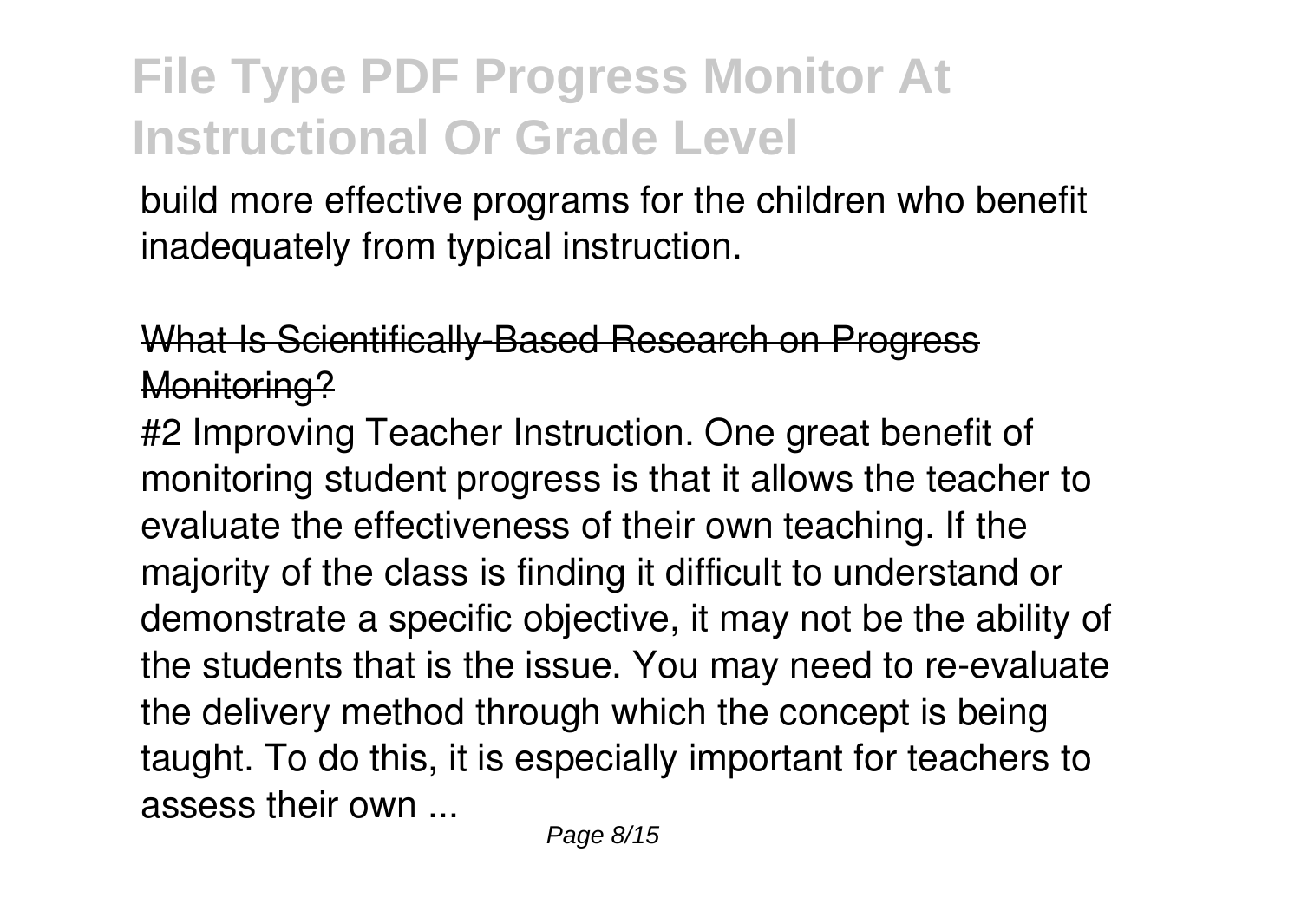build more effective programs for the children who benefit inadequately from typical instruction.

## What Is Scientifically-Based Research on Progress Monitoring?

#2 Improving Teacher Instruction. One great benefit of monitoring student progress is that it allows the teacher to evaluate the effectiveness of their own teaching. If the majority of the class is finding it difficult to understand or demonstrate a specific objective, it may not be the ability of the students that is the issue. You may need to re-evaluate the delivery method through which the concept is being taught. To do this, it is especially important for teachers to assess their own ...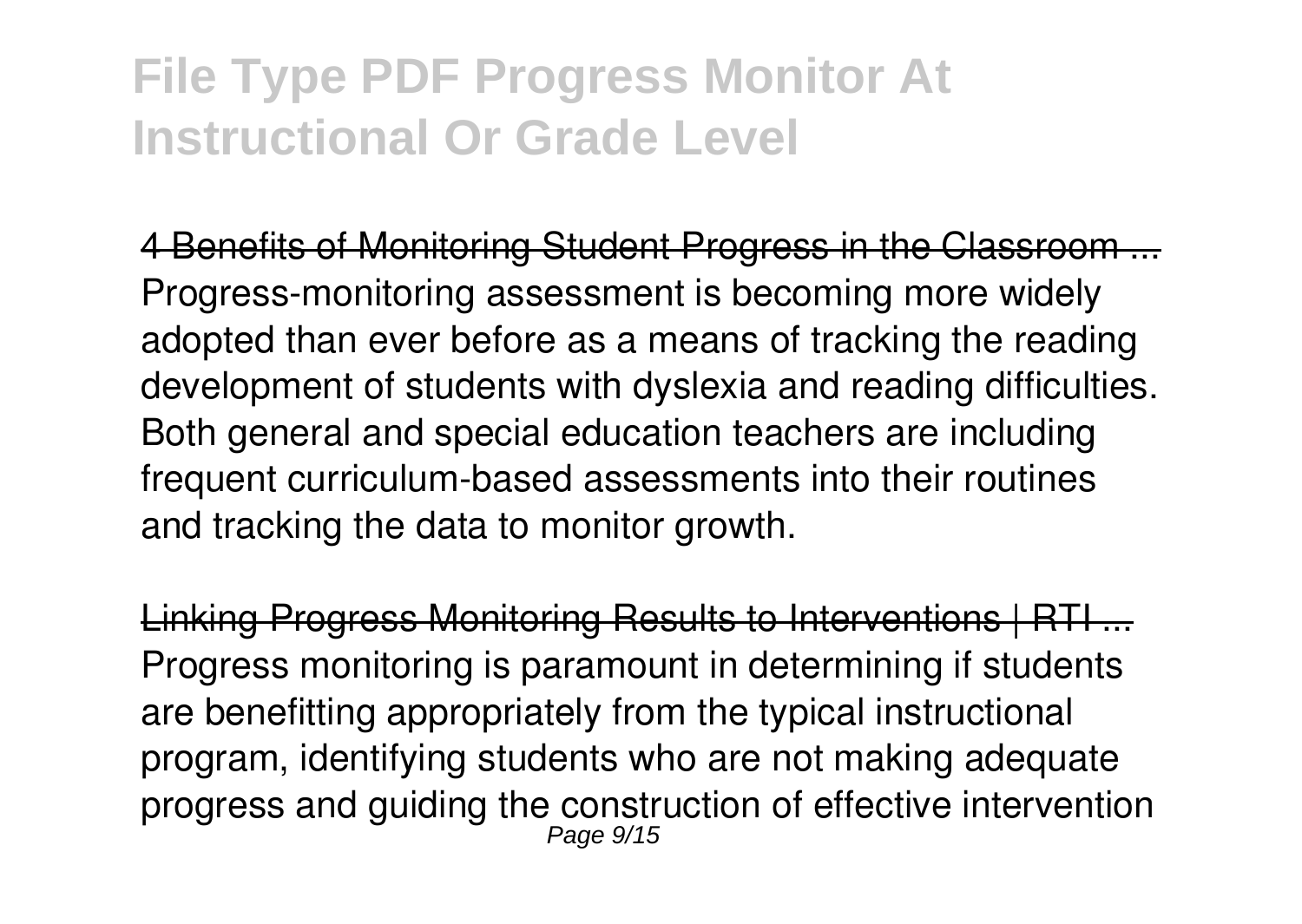4 Benefits of Monitoring Student Progress in the Classroom ...
Progress-monitoring assessment is becoming more widely adopted than ever before as a means of tracking the reading development of students with dyslexia and reading difficulties. Both general and special education teachers are including frequent curriculum-based assessments into their routines and tracking the data to monitor growth.

Linking Progress Monitoring Results to Interventions | RTI ...
Progress monitoring is paramount in determining if students are benefitting appropriately from the typical instructional program, identifying students who are not making adequate progress and guiding the construction of effective intervention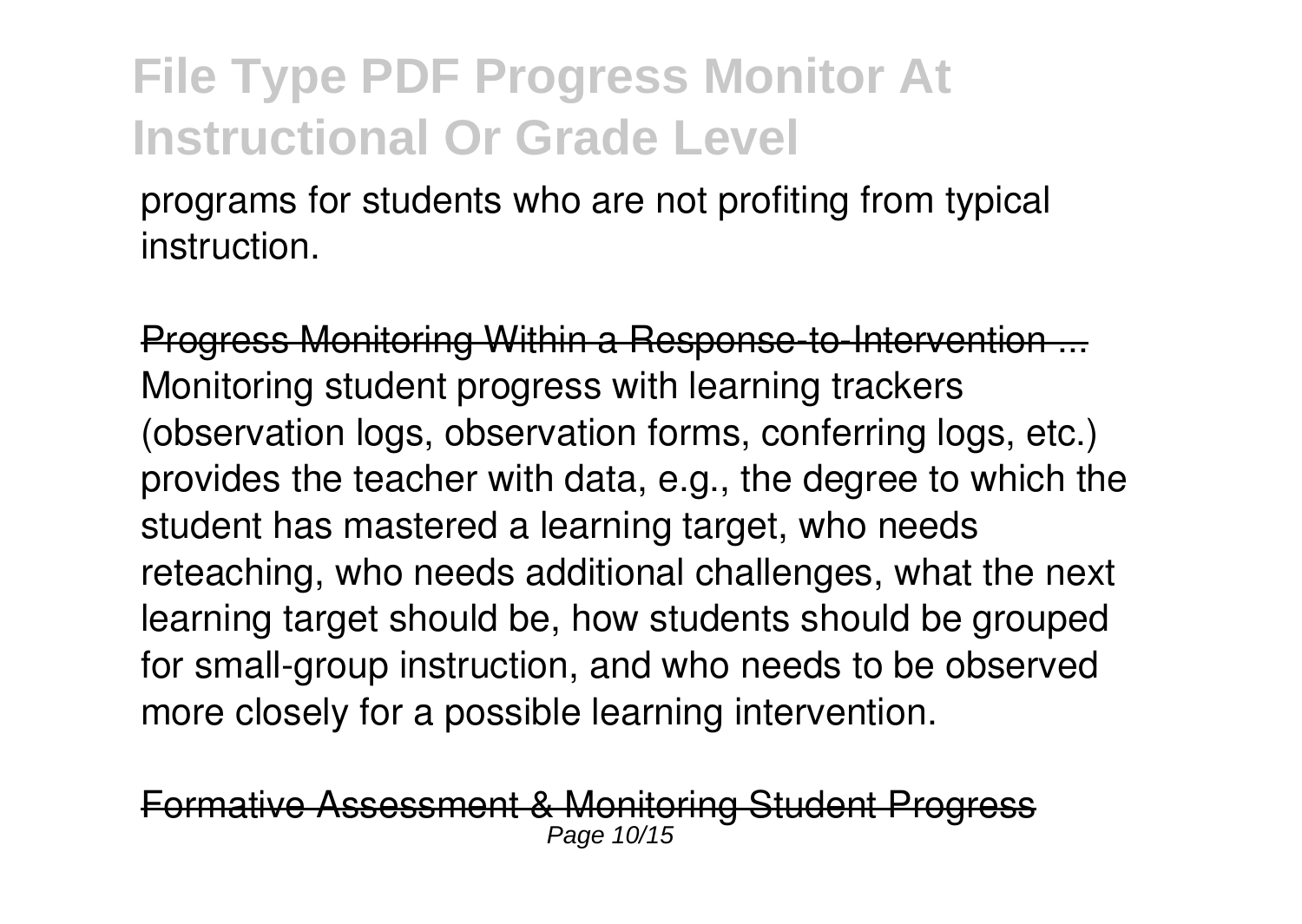programs for students who are not profiting from typical instruction.

Progress Monitoring Within a Response-to-Intervention ...

Monitoring student progress with learning trackers (observation logs, observation forms, conferring logs, etc.) provides the teacher with data, e.g., the degree to which the student has mastered a learning target, who needs reteaching, who needs additional challenges, what the next learning target should be, how students should be grouped for small-group instruction, and who needs to be observed more closely for a possible learning intervention.

Formative Assessment & Monitoring Student Progress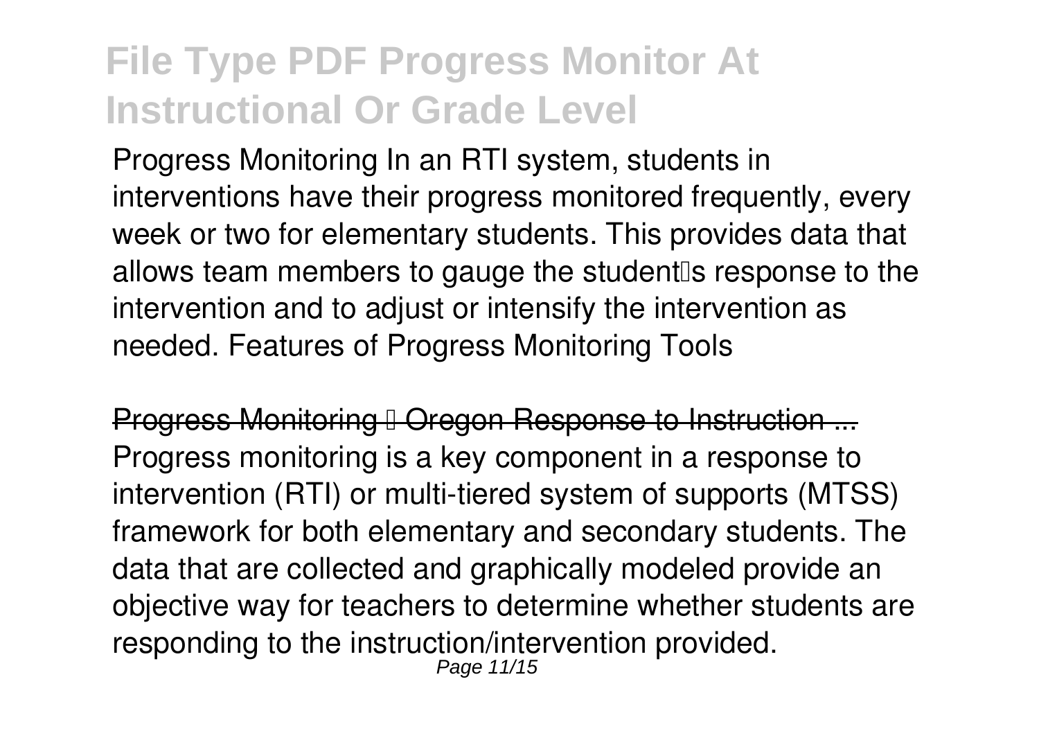Progress Monitoring In an RTI system, students in interventions have their progress monitored frequently, every week or two for elementary students. This provides data that allows team members to gauge the student's response to the intervention and to adjust or intensify the intervention as needed. Features of Progress Monitoring Tools

## Progress Monitoring – Oregon Response to Instruction ...

Progress monitoring is a key component in a response to intervention (RTI) or multi-tiered system of supports (MTSS) framework for both elementary and secondary students. The data that are collected and graphically modeled provide an objective way for teachers to determine whether students are responding to the instruction/intervention provided.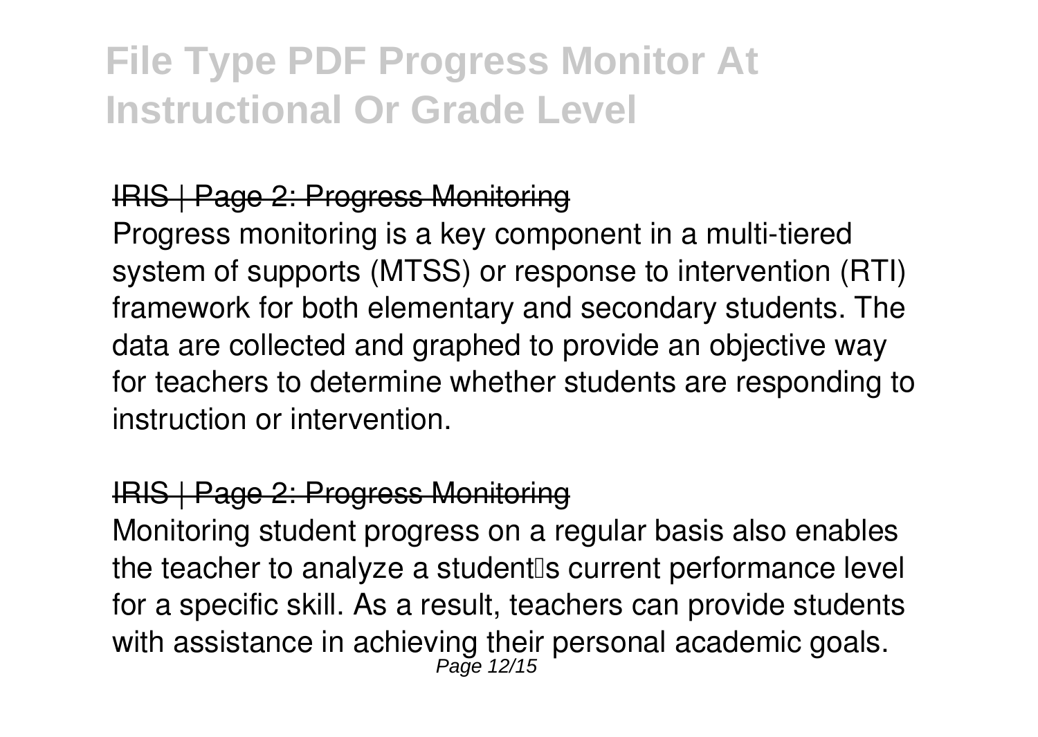# File Type PDF Progress Monitor At Instructional Or Grade Level

## IRIS | Page 2: Progress Monitoring

Progress monitoring is a key component in a multi-tiered system of supports (MTSS) or response to intervention (RTI) framework for both elementary and secondary students. The data are collected and graphed to provide an objective way for teachers to determine whether students are responding to instruction or intervention.

## IRIS | Page 2: Progress Monitoring

Monitoring student progress on a regular basis also enables the teacher to analyze a student's current performance level for a specific skill. As a result, teachers can provide students with assistance in achieving their personal academic goals.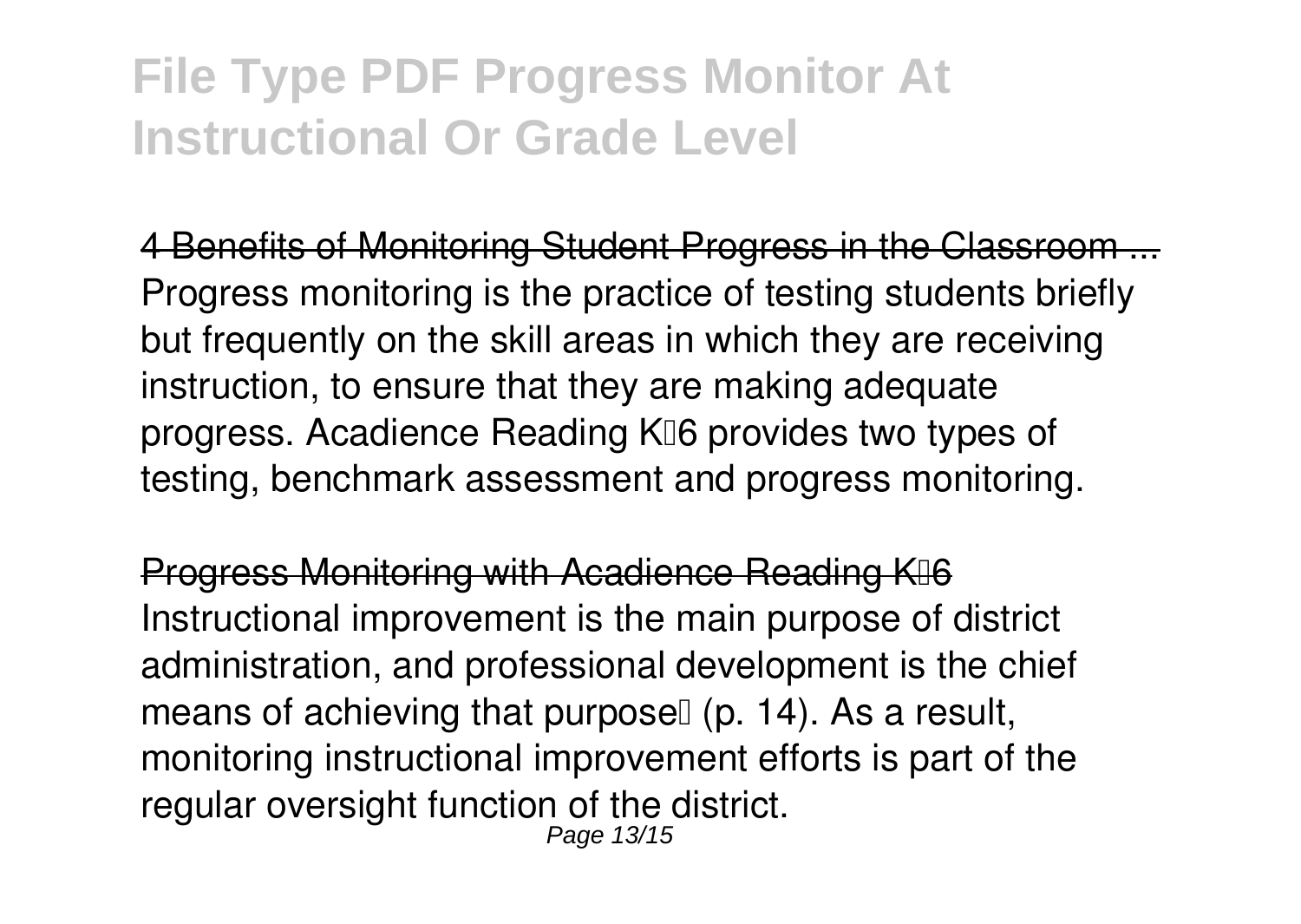4 Benefits of Monitoring Student Progress in the Classroom ...

Progress monitoring is the practice of testing students briefly but frequently on the skill areas in which they are receiving instruction, to ensure that they are making adequate progress. Acadience Reading K6 provides two types of testing, benchmark assessment and progress monitoring.

Progress Monitoring with Acadience Reading K6

Instructional improvement is the main purpose of district administration, and professional development is the chief means of achieving that purpose (p. 14). As a result, monitoring instructional improvement efforts is part of the regular oversight function of the district.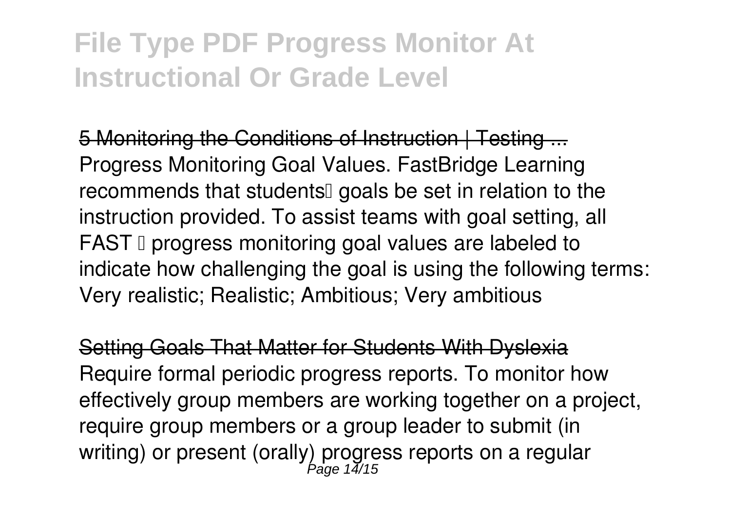# File Type PDF Progress Monitor At Instructional Or Grade Level

~~5 Monitoring the Conditions of Instruction | Testing ...~~

Progress Monitoring Goal Values. FastBridge Learning recommends that students' goals be set in relation to the instruction provided. To assist teams with goal setting, all FAST ™ progress monitoring goal values are labeled to indicate how challenging the goal is using the following terms: Very realistic; Realistic; Ambitious; Very ambitious

~~Setting Goals That Matter for Students With Dyslexia~~

Require formal periodic progress reports. To monitor how effectively group members are working together on a project, require group members or a group leader to submit (in writing) or present (orally) progress reports on a regular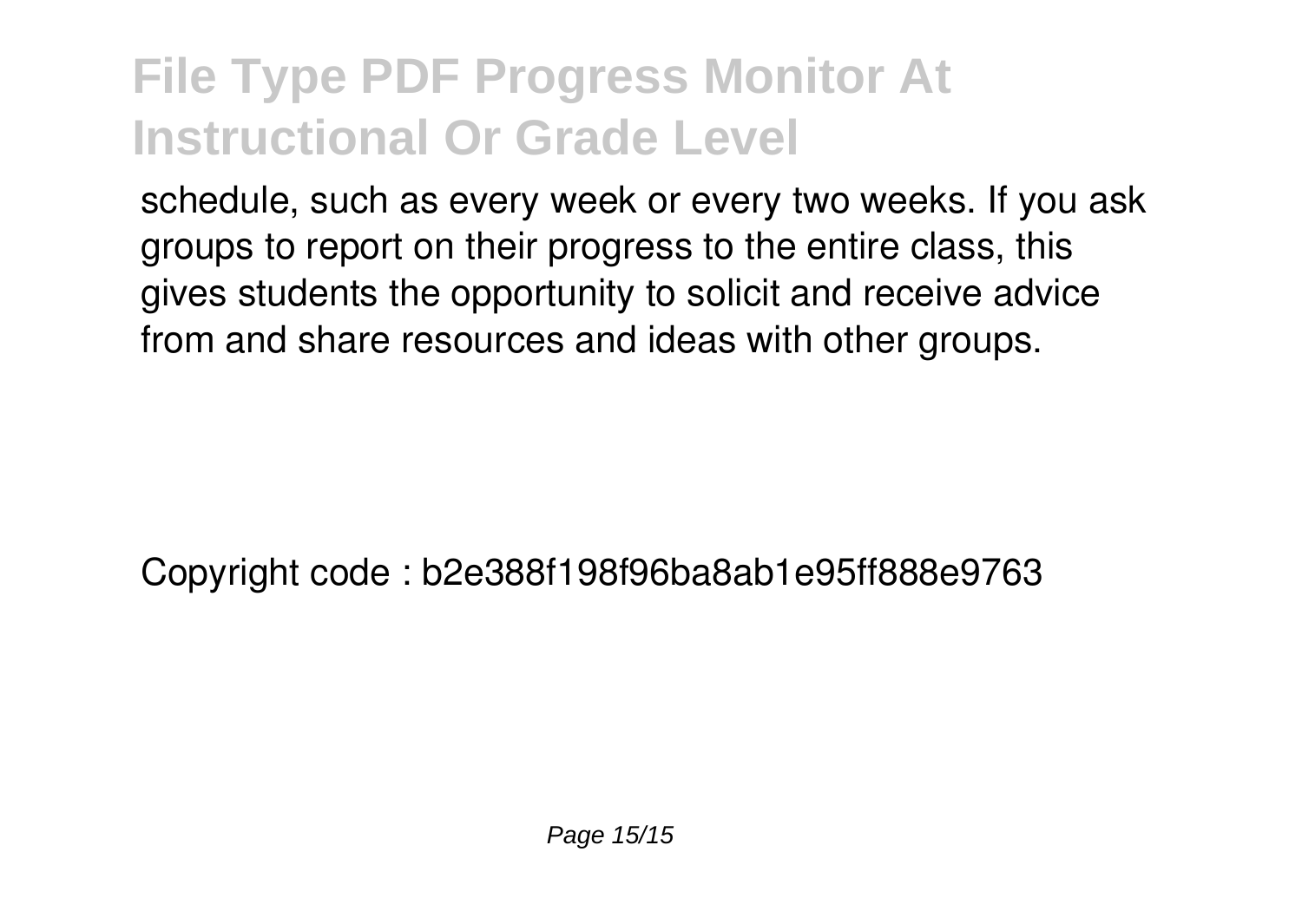schedule, such as every week or every two weeks. If you ask groups to report on their progress to the entire class, this gives students the opportunity to solicit and receive advice from and share resources and ideas with other groups.

Copyright code : b2e388f198f96ba8ab1e95ff888e9763